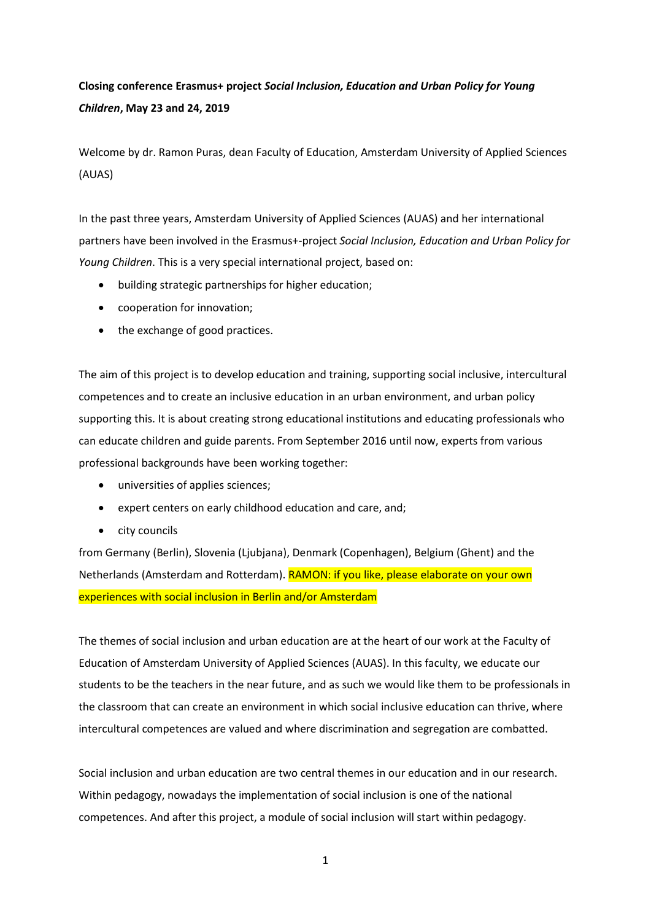**Closing conference Erasmus+ project *Social Inclusion, Education and Urban Policy for Young Children*, May 23 and 24, 2019**

Welcome by dr. Ramon Puras, dean Faculty of Education, Amsterdam University of Applied Sciences (AUAS)

In the past three years, Amsterdam University of Applied Sciences (AUAS) and her international partners have been involved in the Erasmus+-project *Social Inclusion, Education and Urban Policy for Young Children*. This is a very special international project, based on:

- building strategic partnerships for higher education;
- cooperation for innovation;
- the exchange of good practices.

The aim of this project is to develop education and training, supporting social inclusive, intercultural competences and to create an inclusive education in an urban environment, and urban policy supporting this. It is about creating strong educational institutions and educating professionals who can educate children and guide parents. From September 2016 until now, experts from various professional backgrounds have been working together:

- universities of applies sciences;
- expert centers on early childhood education and care, and;
- city councils

from Germany (Berlin), Slovenia (Ljubjana), Denmark (Copenhagen), Belgium (Ghent) and the Netherlands (Amsterdam and Rotterdam). RAMON: if you like, please elaborate on your own experiences with social inclusion in Berlin and/or Amsterdam

The themes of social inclusion and urban education are at the heart of our work at the Faculty of Education of Amsterdam University of Applied Sciences (AUAS). In this faculty, we educate our students to be the teachers in the near future, and as such we would like them to be professionals in the classroom that can create an environment in which social inclusive education can thrive, where intercultural competences are valued and where discrimination and segregation are combatted.

Social inclusion and urban education are two central themes in our education and in our research. Within pedagogy, nowadays the implementation of social inclusion is one of the national competences. And after this project, a module of social inclusion will start within pedagogy.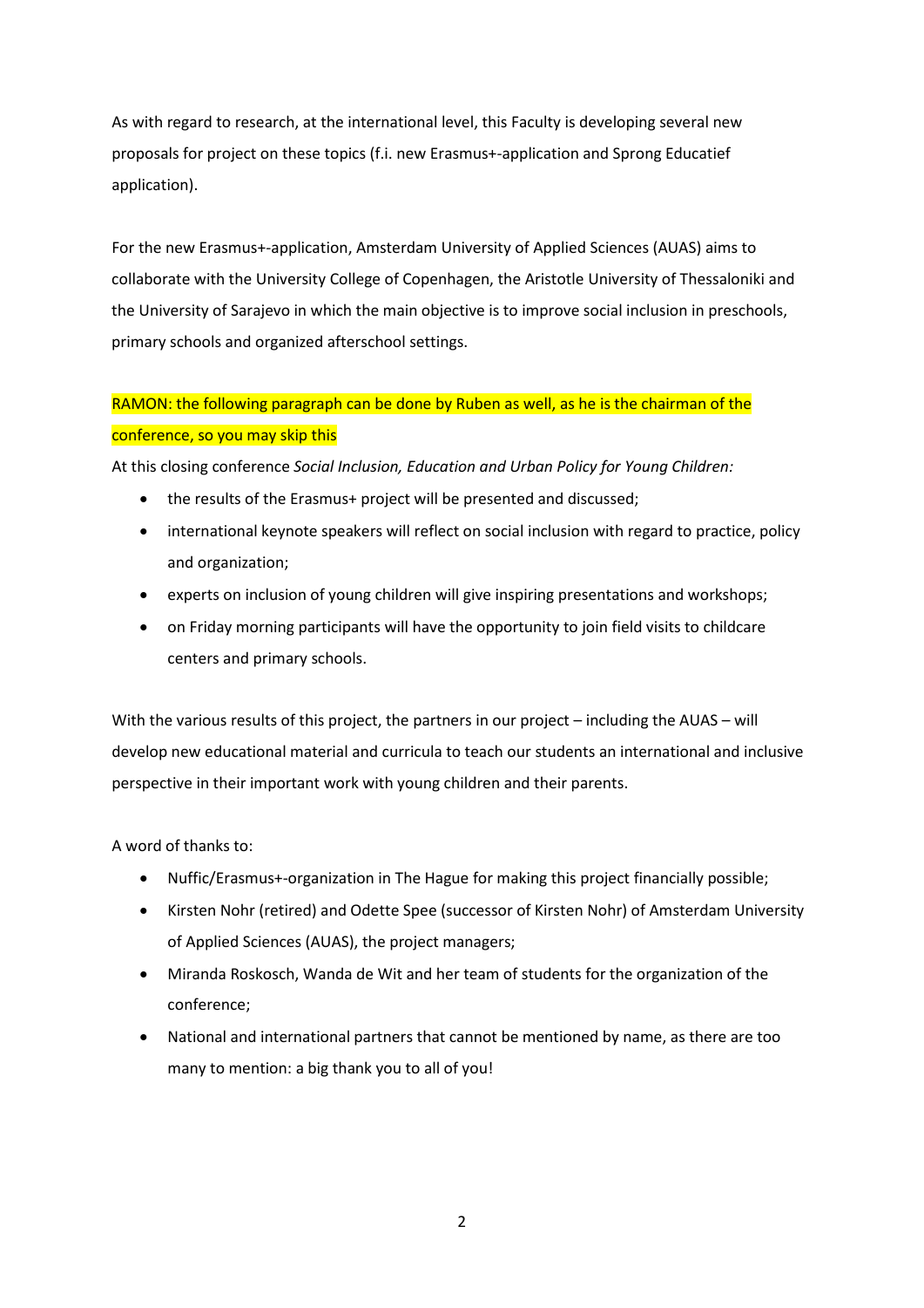As with regard to research, at the international level, this Faculty is developing several new proposals for project on these topics (f.i. new Erasmus+-application and Sprong Educatief application).

For the new Erasmus+-application, Amsterdam University of Applied Sciences (AUAS) aims to collaborate with the University College of Copenhagen, the Aristotle University of Thessaloniki and the University of Sarajevo in which the main objective is to improve social inclusion in preschools, primary schools and organized afterschool settings.

RAMON: the following paragraph can be done by Ruben as well, as he is the chairman of the conference, so you may skip this

At this closing conference *Social Inclusion, Education and Urban Policy for Young Children:*

- the results of the Erasmus+ project will be presented and discussed;
- international keynote speakers will reflect on social inclusion with regard to practice, policy and organization;
- experts on inclusion of young children will give inspiring presentations and workshops;
- on Friday morning participants will have the opportunity to join field visits to childcare centers and primary schools.

With the various results of this project, the partners in our project – including the AUAS – will develop new educational material and curricula to teach our students an international and inclusive perspective in their important work with young children and their parents.

A word of thanks to:

- Nuffic/Erasmus+-organization in The Hague for making this project financially possible;
- Kirsten Nohr (retired) and Odette Spee (successor of Kirsten Nohr) of Amsterdam University of Applied Sciences (AUAS), the project managers;
- Miranda Roskosch, Wanda de Wit and her team of students for the organization of the conference;
- National and international partners that cannot be mentioned by name, as there are too many to mention: a big thank you to all of you!